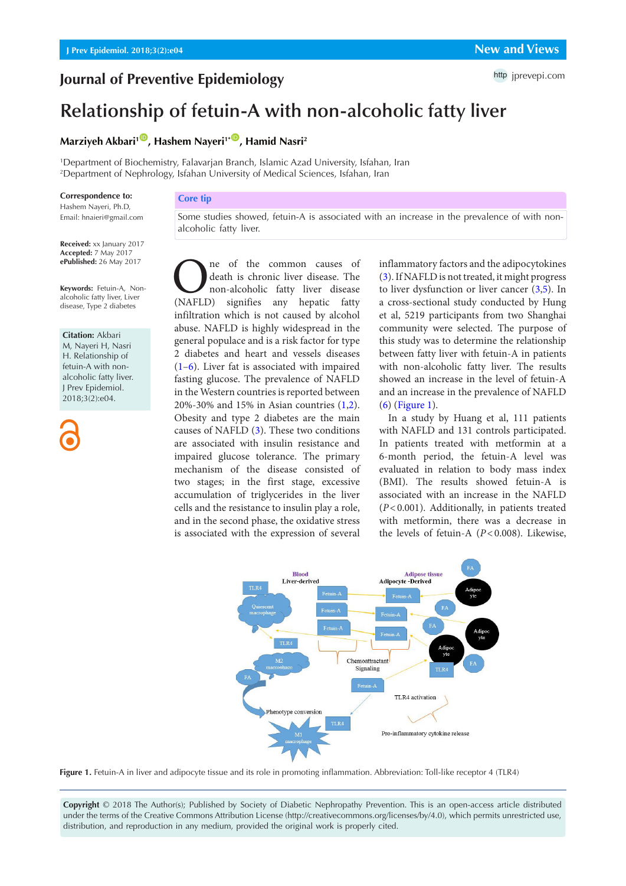Journal of Preventive Epidemiology

New and Views

# Relationship of fetuin-A with non-alcoholic fatty liver

**Marziyeh Akbari[1], Hashem Nayeri[1*], Hamid Nasri[2]**

[1]Department of Biochemistry, Falavarjan Branch, Islamic Azad University, Isfahan, Iran
[2]Department of Nephrology, Isfahan University of Medical Sciences, Isfahan, Iran

**Correspondence to:**
Hashem Nayeri, Ph.D,
Email: hnaieri@gmail.com

**Received:** xx January 2017
**Accepted:** 7 May 2017
**ePublished:** 26 May 2017

**Keywords:** Fetuin-A, Non-alcoholic fatty liver, Liver disease, Type 2 diabetes

**Citation:** Akbari M, Nayeri H, Nasri H. Relationship of fetuin-A with non-alcoholic fatty liver. J Prev Epidemiol. 2018;3(2):e04.

**Core tip**

Some studies showed, fetuin-A is associated with an increase in the prevalence of with non-alcoholic fatty liver.

One of the common causes of death is chronic liver disease. The non-alcoholic fatty liver disease (NAFLD) signifies any hepatic fatty infiltration which is not caused by alcohol abuse. NAFLD is highly widespread in the general populace and is a risk factor for type 2 diabetes and heart and vessels diseases (1–6). Liver fat is associated with impaired fasting glucose. The prevalence of NAFLD in the Western countries is reported between 20%-30% and 15% in Asian countries (1,2). Obesity and type 2 diabetes are the main causes of NAFLD (3). These two conditions are associated with insulin resistance and impaired glucose tolerance. The primary mechanism of the disease consisted of two stages; in the first stage, excessive accumulation of triglycerides in the liver cells and the resistance to insulin play a role, and in the second phase, the oxidative stress is associated with the expression of several inflammatory factors and the adipocytokines (3). If NAFLD is not treated, it might progress to liver dysfunction or liver cancer (3,5). In a cross-sectional study conducted by Hung et al, 5219 participants from two Shanghai community were selected. The purpose of this study was to determine the relationship between fatty liver with fetuin-A in patients with non-alcoholic fatty liver. The results showed an increase in the level of fetuin-A and an increase in the prevalence of NAFLD (6) (Figure 1).

In a study by Huang et al, 111 patients with NAFLD and 131 controls participated. In patients treated with metformin at a 6-month period, the fetuin-A level was evaluated in relation to body mass index (BMI). The results showed fetuin-A is associated with an increase in the NAFLD ($P<0.001$). Additionally, in patients treated with metformin, there was a decrease in the levels of fetuin-A ($P<0.008$). Likewise,

**Figure 1.** Fetuin-A in liver and adipocyte tissue and its role in promoting inflammation. Abbreviation: Toll-like receptor 4 (TLR4)

**Copyright** © 2018 The Author(s); Published by Society of Diabetic Nephropathy Prevention. This is an open-access article distributed under the terms of the Creative Commons Attribution License (http://creativecommons.org/licenses/by/4.0), which permits unrestricted use, distribution, and reproduction in any medium, provided the original work is properly cited.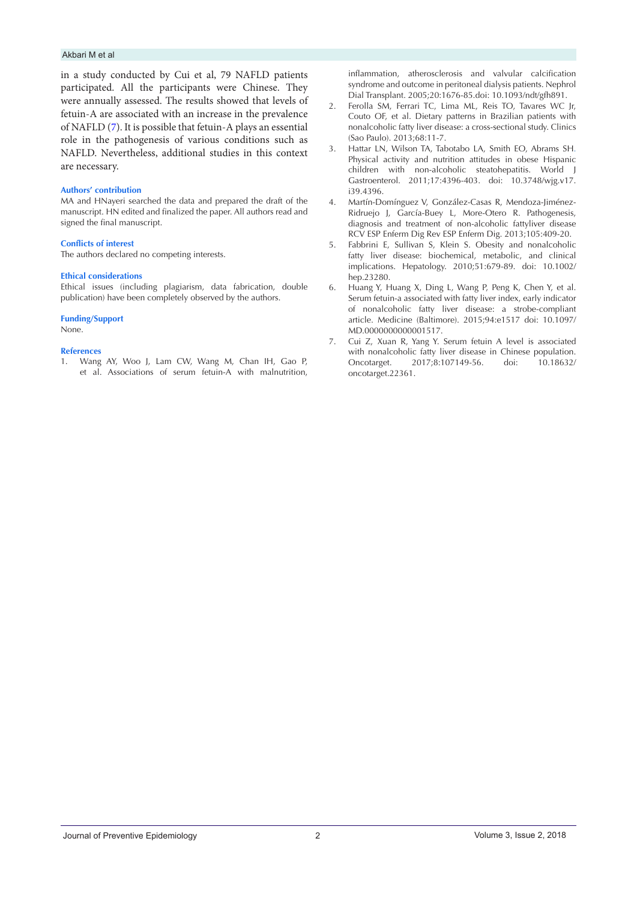in a study conducted by Cui et al, 79 NAFLD patients participated. All the participants were Chinese. They were annually assessed. The results showed that levels of fetuin-A are associated with an increase in the prevalence of NAFLD (7). It is possible that fetuin-A plays an essential role in the pathogenesis of various conditions such as NAFLD. Nevertheless, additional studies in this context are necessary.

### Authors' contribution

MA and HNayeri searched the data and prepared the draft of the manuscript. HN edited and finalized the paper. All authors read and signed the final manuscript.

### Conflicts of interest

The authors declared no competing interests.

### Ethical considerations

Ethical issues (including plagiarism, data fabrication, double publication) have been completely observed by the authors.

### Funding/Support

None.

### References

1. Wang AY, Woo J, Lam CW, Wang M, Chan IH, Gao P, et al. Associations of serum fetuin-A with malnutrition, inflammation, atherosclerosis and valvular calcification syndrome and outcome in peritoneal dialysis patients. Nephrol Dial Transplant. 2005;20:1676-85.doi: 10.1093/ndt/gfh891.
2. Ferolla SM, Ferrari TC, Lima ML, Reis TO, Tavares WC Jr, Couto OF, et al. Dietary patterns in Brazilian patients with nonalcoholic fatty liver disease: a cross-sectional study. Clinics (Sao Paulo). 2013;68:11-7.
3. Hattar LN, Wilson TA, Tabotabo LA, Smith EO, Abrams SH. Physical activity and nutrition attitudes in obese Hispanic children with non-alcoholic steatohepatitis. World J Gastroenterol. 2011;17:4396-403. doi: 10.3748/wjg.v17.i39.4396.
4. Martín-Domínguez V, González-Casas R, Mendoza-Jiménez-Ridruejo J, García-Buey L, More-Otero R. Pathogenesis, diagnosis and treatment of non-alcoholic fattyliver disease RCV ESP Enferm Dig Rev ESP Enferm Dig. 2013;105:409-20.
5. Fabbrini E, Sullivan S, Klein S. Obesity and nonalcoholic fatty liver disease: biochemical, metabolic, and clinical implications. Hepatology. 2010;51:679-89. doi: 10.1002/hep.23280.
6. Huang Y, Huang X, Ding L, Wang P, Peng K, Chen Y, et al. Serum fetuin-a associated with fatty liver index, early indicator of nonalcoholic fatty liver disease: a strobe-compliant article. Medicine (Baltimore). 2015;94:e1517 doi: 10.1097/MD.0000000000001517.
7. Cui Z, Xuan R, Yang Y. Serum fetuin A level is associated with nonalcoholic fatty liver disease in Chinese population. Oncotarget. 2017;8:107149-56. doi: 10.18632/oncotarget.22361.